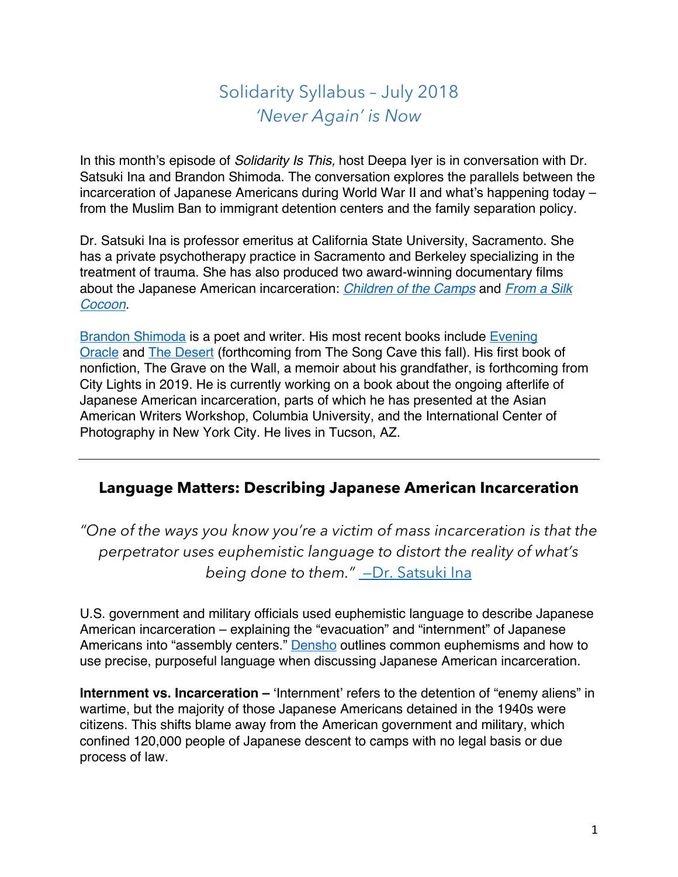# Solidarity Syllabus – July 2018
## *'Never Again' is Now*

In this month's episode of *Solidarity Is This,* host Deepa Iyer is in conversation with Dr. Satsuki Ina and Brandon Shimoda. The conversation explores the parallels between the incarceration of Japanese Americans during World War II and what's happening today – from the Muslim Ban to immigrant detention centers and the family separation policy.

Dr. Satsuki Ina is professor emeritus at California State University, Sacramento. She has a private psychotherapy practice in Sacramento and Berkeley specializing in the treatment of trauma. She has also produced two award-winning documentary films about the Japanese American incarceration: *Children of the Camps* and *From a Silk Cocoon*.

Brandon Shimoda is a poet and writer. His most recent books include Evening Oracle and The Desert (forthcoming from The Song Cave this fall). His first book of nonfiction, The Grave on the Wall, a memoir about his grandfather, is forthcoming from City Lights in 2019. He is currently working on a book about the ongoing afterlife of Japanese American incarceration, parts of which he has presented at the Asian American Writers Workshop, Columbia University, and the International Center of Photography in New York City. He lives in Tucson, AZ.

---

## Language Matters: Describing Japanese American Incarceration

*"One of the ways you know you're a victim of mass incarceration is that the perpetrator uses euphemistic language to distort the reality of what's being done to them."* –Dr. Satsuki Ina

U.S. government and military officials used euphemistic language to describe Japanese American incarceration – explaining the "evacuation" and "internment" of Japanese Americans into "assembly centers." Densho outlines common euphemisms and how to use precise, purposeful language when discussing Japanese American incarceration.

**Internment vs. Incarceration –** 'Internment' refers to the detention of "enemy aliens" in wartime, but the majority of those Japanese Americans detained in the 1940s were citizens. This shifts blame away from the American government and military, which confined 120,000 people of Japanese descent to camps with no legal basis or due process of law.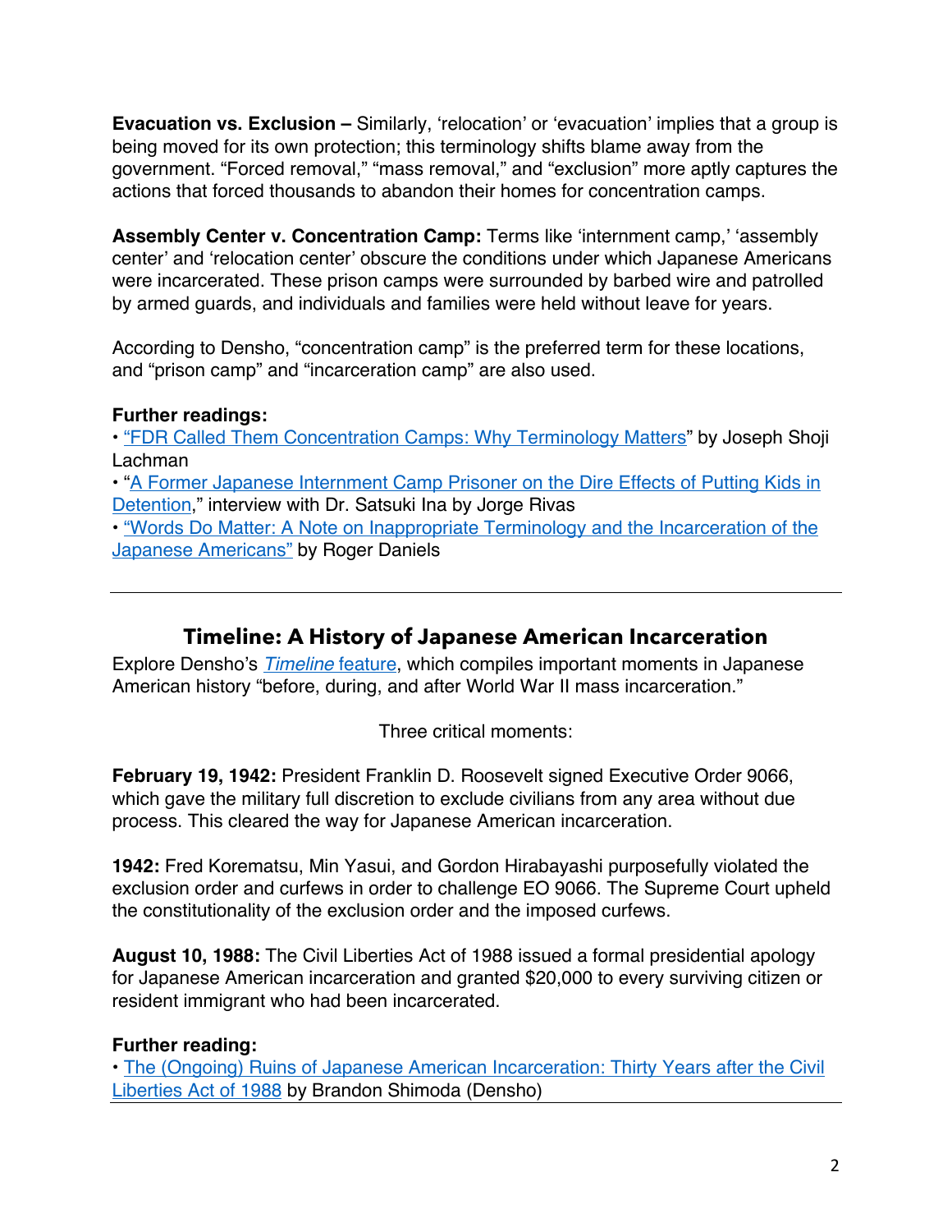**Evacuation vs. Exclusion –** Similarly, 'relocation' or 'evacuation' implies that a group is being moved for its own protection; this terminology shifts blame away from the government. "Forced removal," "mass removal," and "exclusion" more aptly captures the actions that forced thousands to abandon their homes for concentration camps.

**Assembly Center v. Concentration Camp:** Terms like 'internment camp,' 'assembly center' and 'relocation center' obscure the conditions under which Japanese Americans were incarcerated. These prison camps were surrounded by barbed wire and patrolled by armed guards, and individuals and families were held without leave for years.

According to Densho, "concentration camp" is the preferred term for these locations, and "prison camp" and "incarceration camp" are also used.

**Further readings:**

- "FDR Called Them Concentration Camps: Why Terminology Matters" by Joseph Shoji Lachman
- "A Former Japanese Internment Camp Prisoner on the Dire Effects of Putting Kids in Detention," interview with Dr. Satsuki Ina by Jorge Rivas
- "Words Do Matter: A Note on Inappropriate Terminology and the Incarceration of the Japanese Americans" by Roger Daniels

---

## Timeline: A History of Japanese American Incarceration

Explore Densho's *Timeline* feature, which compiles important moments in Japanese American history "before, during, and after World War II mass incarceration."

Three critical moments:

**February 19, 1942:** President Franklin D. Roosevelt signed Executive Order 9066, which gave the military full discretion to exclude civilians from any area without due process. This cleared the way for Japanese American incarceration.

**1942:** Fred Korematsu, Min Yasui, and Gordon Hirabayashi purposefully violated the exclusion order and curfews in order to challenge EO 9066. The Supreme Court upheld the constitutionality of the exclusion order and the imposed curfews.

**August 10, 1988:** The Civil Liberties Act of 1988 issued a formal presidential apology for Japanese American incarceration and granted $20,000 to every surviving citizen or resident immigrant who had been incarcerated.

**Further reading:**

- The (Ongoing) Ruins of Japanese American Incarceration: Thirty Years after the Civil Liberties Act of 1988 by Brandon Shimoda (Densho)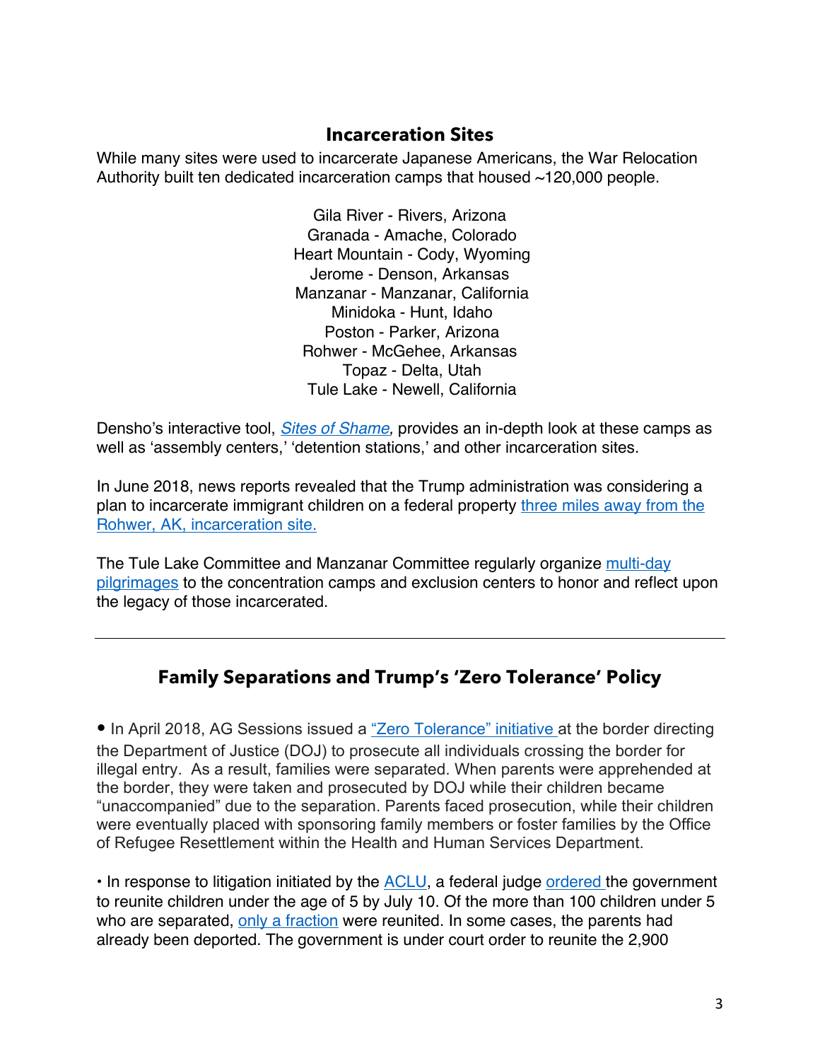## Incarceration Sites

While many sites were used to incarcerate Japanese Americans, the War Relocation Authority built ten dedicated incarceration camps that housed ~120,000 people.

Gila River - Rivers, Arizona
Granada - Amache, Colorado
Heart Mountain - Cody, Wyoming
Jerome - Denson, Arkansas
Manzanar - Manzanar, California
Minidoka - Hunt, Idaho
Poston - Parker, Arizona
Rohwer - McGehee, Arkansas
Topaz - Delta, Utah
Tule Lake - Newell, California

Densho's interactive tool, *Sites of Shame,* provides an in-depth look at these camps as well as 'assembly centers,' 'detention stations,' and other incarceration sites.

In June 2018, news reports revealed that the Trump administration was considering a plan to incarcerate immigrant children on a federal property three miles away from the Rohwer, AK, incarceration site.

The Tule Lake Committee and Manzanar Committee regularly organize multi-day pilgrimages to the concentration camps and exclusion centers to honor and reflect upon the legacy of those incarcerated.

---

## Family Separations and Trump's 'Zero Tolerance' Policy

- In April 2018, AG Sessions issued a "Zero Tolerance" initiative at the border directing the Department of Justice (DOJ) to prosecute all individuals crossing the border for illegal entry. As a result, families were separated. When parents were apprehended at the border, they were taken and prosecuted by DOJ while their children became "unaccompanied" due to the separation. Parents faced prosecution, while their children were eventually placed with sponsoring family members or foster families by the Office of Refugee Resettlement within the Health and Human Services Department.

- In response to litigation initiated by the ACLU, a federal judge ordered the government to reunite children under the age of 5 by July 10. Of the more than 100 children under 5 who are separated, only a fraction were reunited. In some cases, the parents had already been deported. The government is under court order to reunite the 2,900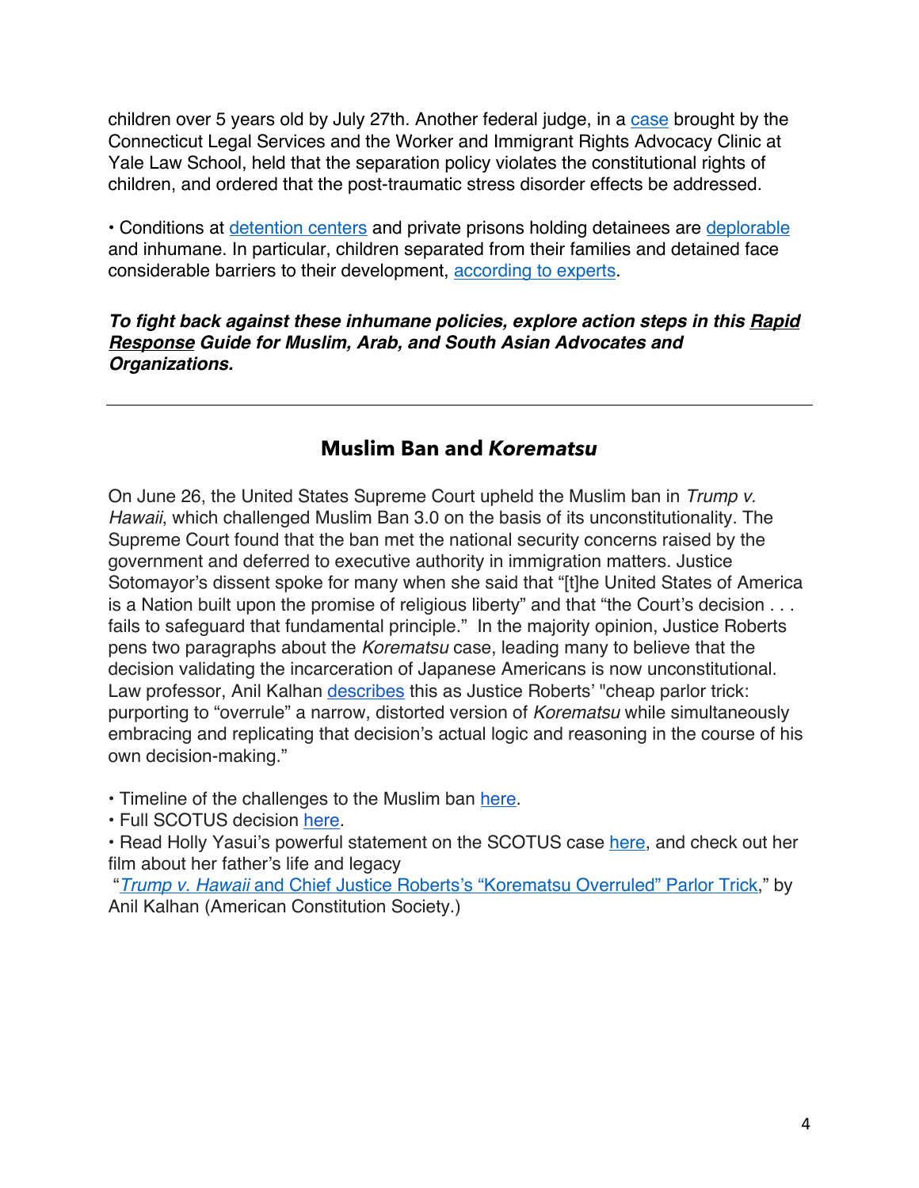children over 5 years old by July 27th. Another federal judge, in a case brought by the Connecticut Legal Services and the Worker and Immigrant Rights Advocacy Clinic at Yale Law School, held that the separation policy violates the constitutional rights of children, and ordered that the post-traumatic stress disorder effects be addressed.

• Conditions at detention centers and private prisons holding detainees are deplorable and inhumane. In particular, children separated from their families and detained face considerable barriers to their development, according to experts.

***To fight back against these inhumane policies, explore action steps in this Rapid Response Guide for Muslim, Arab, and South Asian Advocates and Organizations.***

---

## Muslim Ban and *Korematsu*

On June 26, the United States Supreme Court upheld the Muslim ban in *Trump v. Hawaii*, which challenged Muslim Ban 3.0 on the basis of its unconstitutionality. The Supreme Court found that the ban met the national security concerns raised by the government and deferred to executive authority in immigration matters. Justice Sotomayor's dissent spoke for many when she said that "[t]he United States of America is a Nation built upon the promise of religious liberty" and that "the Court's decision . . . fails to safeguard that fundamental principle." In the majority opinion, Justice Roberts pens two paragraphs about the *Korematsu* case, leading many to believe that the decision validating the incarceration of Japanese Americans is now unconstitutional. Law professor, Anil Kalhan describes this as Justice Roberts' "cheap parlor trick: purporting to "overrule" a narrow, distorted version of *Korematsu* while simultaneously embracing and replicating that decision's actual logic and reasoning in the course of his own decision-making."

• Timeline of the challenges to the Muslim ban here.
• Full SCOTUS decision here.
• Read Holly Yasui's powerful statement on the SCOTUS case here, and check out her film about her father's life and legacy
"*Trump v. Hawaii* and Chief Justice Roberts's "Korematsu Overruled" Parlor Trick," by Anil Kalhan (American Constitution Society.)